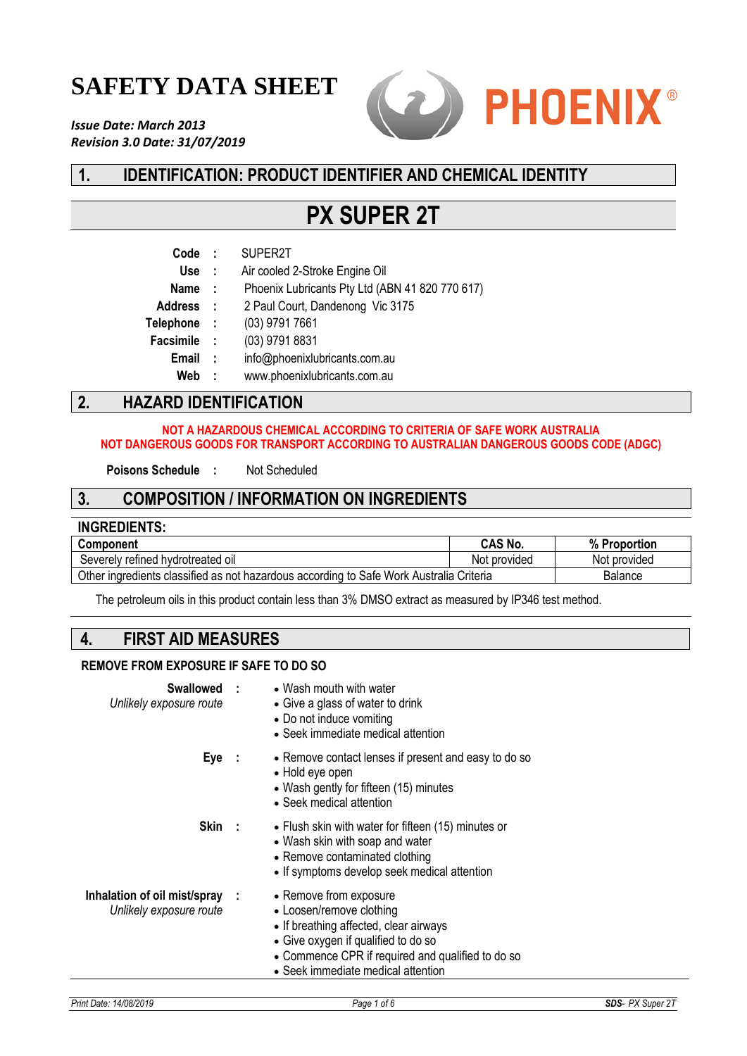# SAFETY DATA SHEET

***Issue Date: March 2013***
***Revision 3.0 Date: 31/07/2019***

PHOENIX®

## 1. IDENTIFICATION: PRODUCT IDENTIFIER AND CHEMICAL IDENTITY

# PX SUPER 2T

| | | |
|---|---|---|
| **Code** | : | SUPER2T |
| **Use** | : | Air cooled 2-Stroke Engine Oil |
| **Name** | : | Phoenix Lubricants Pty Ltd (ABN 41 820 770 617) |
| **Address** | : | 2 Paul Court, Dandenong Vic 3175 |
| **Telephone** | : | (03) 9791 7661 |
| **Facsimile** | : | (03) 9791 8831 |
| **Email** | : | info@phoenixlubricants.com.au |
| **Web** | : | www.phoenixlubricants.com.au |

## 2. HAZARD IDENTIFICATION

**NOT A HAZARDOUS CHEMICAL ACCORDING TO CRITERIA OF SAFE WORK AUSTRALIA**
**NOT DANGEROUS GOODS FOR TRANSPORT ACCORDING TO AUSTRALIAN DANGEROUS GOODS CODE (ADGC)**

**Poisons Schedule** : Not Scheduled

## 3. COMPOSITION / INFORMATION ON INGREDIENTS

**INGREDIENTS:**

| Component | CAS No. | % Proportion |
|---|---|---|
| Severely refined hydrotreated oil | Not provided | Not provided |
| Other ingredients classified as not hazardous according to Safe Work Australia Criteria | | Balance |

The petroleum oils in this product contain less than 3% DMSO extract as measured by IP346 test method.

## 4. FIRST AID MEASURES

**REMOVE FROM EXPOSURE IF SAFE TO DO SO**

**Swallowed** :
*Unlikely exposure route*
- Wash mouth with water
- Give a glass of water to drink
- Do not induce vomiting
- Seek immediate medical attention

**Eye** :
- Remove contact lenses if present and easy to do so
- Hold eye open
- Wash gently for fifteen (15) minutes
- Seek medical attention

**Skin** :
- Flush skin with water for fifteen (15) minutes or
- Wash skin with soap and water
- Remove contaminated clothing
- If symptoms develop seek medical attention

**Inhalation of oil mist/spray** :
*Unlikely exposure route*
- Remove from exposure
- Loosen/remove clothing
- If breathing affected, clear airways
- Give oxygen if qualified to do so
- Commence CPR if required and qualified to do so
- Seek immediate medical attention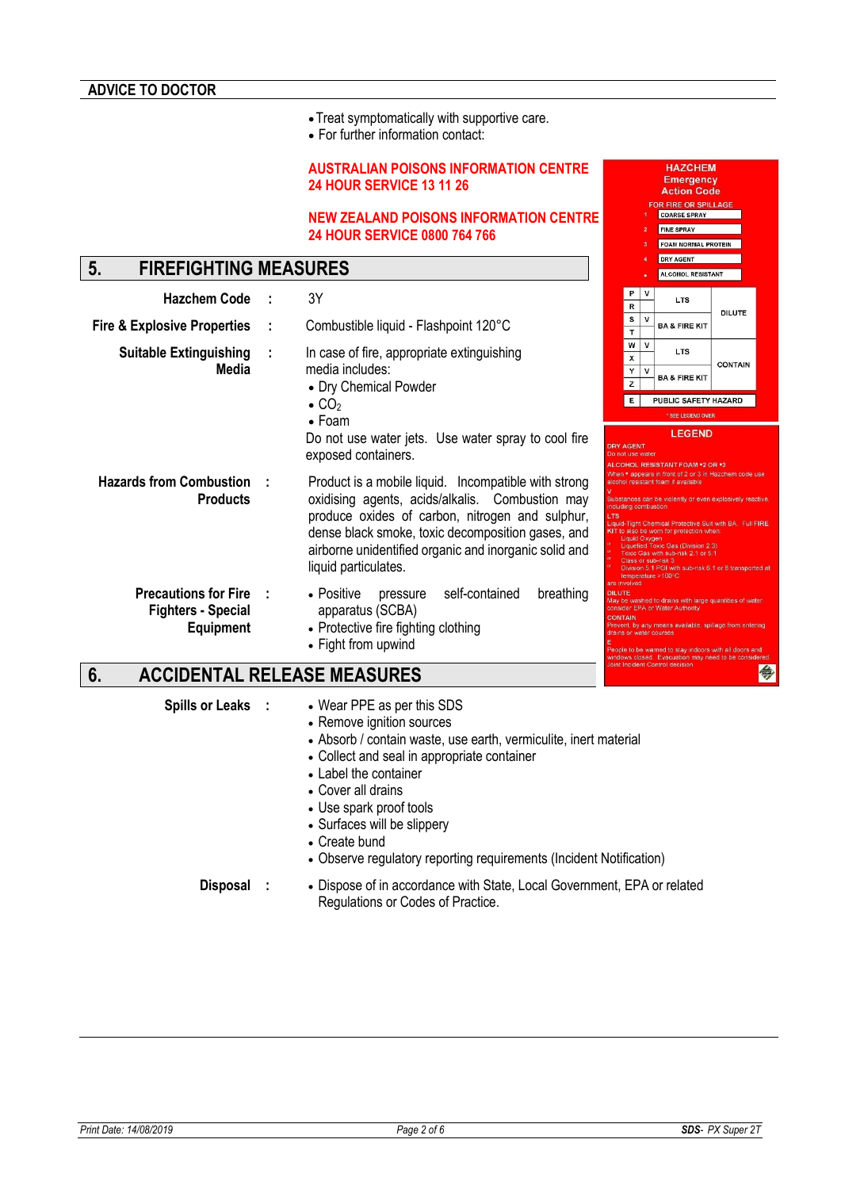## ADVICE TO DOCTOR

- Treat symptomatically with supportive care.
- For further information contact:

**AUSTRALIAN POISONS INFORMATION CENTRE**
**24 HOUR SERVICE 13 11 26**

**NEW ZEALAND POISONS INFORMATION CENTRE**
**24 HOUR SERVICE 0800 764 766**

**HAZCHEM Emergency Action Code**

FOR FIRE OR SPILLAGE

| | |
|---|---|
| 1 | COARSE SPRAY |
| 2 | FINE SPRAY |
| 3 | FOAM NORMAL PROTEIN |
| 4 | DRY AGENT |
| • | ALCOHOL RESISTANT |

| | | | |
|---|---|---|---|
| P | V | LTS | DILUTE |
| R | | | |
| S | V | BA & FIRE KIT | |
| T | | | |
| W | V | LTS | CONTAIN |
| X | | | |
| Y | V | BA & FIRE KIT | |
| Z | | | |
| E | PUBLIC SAFETY HAZARD | | |

* SEE LEGEND OVER

**LEGEND**

DRY AGENT
Do not use water

ALCOHOL RESISTANT FOAM •2 OR •3
When • appears in front of 2 or 3 in Hazchem code use alcohol resistant foam if available

V
Substances can be violently or even explosively reactive including combustion

LTS
Liquid-Tight Chemical Protective Suit with BA. Full FIRE KIT to also be worn for protection when:
- Liquid Oxygen
- Liquefied Toxic Gas (Division 2.3)
- Toxic Gas with sub-risk 2.1 or 5.1
- Class or sub-risk 3
- Division 5.1 PGI with sub-risk 6.1 or 8 transported at temperature > 100°C

are involved

DILUTE
May be washed to drains with large quantities of water consider EPA or Water Authority

CONTAIN
Prevent, by any means available, spillage from entering drains or water courses

E
People to be warned to stay indoors with all doors and windows closed. Evacuation may need to be considered. Joint Incident Control decision

## 5. FIREFIGHTING MEASURES

**Hazchem Code** : 3Y

**Fire & Explosive Properties** : Combustible liquid - Flashpoint 120°C

**Suitable Extinguishing Media** : In case of fire, appropriate extinguishing media includes:
- Dry Chemical Powder
- $CO_2$
- Foam

Do not use water jets. Use water spray to cool fire exposed containers.

**Hazards from Combustion Products** : Product is a mobile liquid. Incompatible with strong oxidising agents, acids/alkalis. Combustion may produce oxides of carbon, nitrogen and sulphur, dense black smoke, toxic decomposition gases, and airborne unidentified organic and inorganic solid and liquid particulates.

**Precautions for Fire Fighters - Special Equipment** :
- Positive pressure self-contained breathing apparatus (SCBA)
- Protective fire fighting clothing
- Fight from upwind

## 6. ACCIDENTAL RELEASE MEASURES

**Spills or Leaks** :
- Wear PPE as per this SDS
- Remove ignition sources
- Absorb / contain waste, use earth, vermiculite, inert material
- Collect and seal in appropriate container
- Label the container
- Cover all drains
- Use spark proof tools
- Surfaces will be slippery
- Create bund
- Observe regulatory reporting requirements (Incident Notification)

**Disposal** :
- Dispose of in accordance with State, Local Government, EPA or related Regulations or Codes of Practice.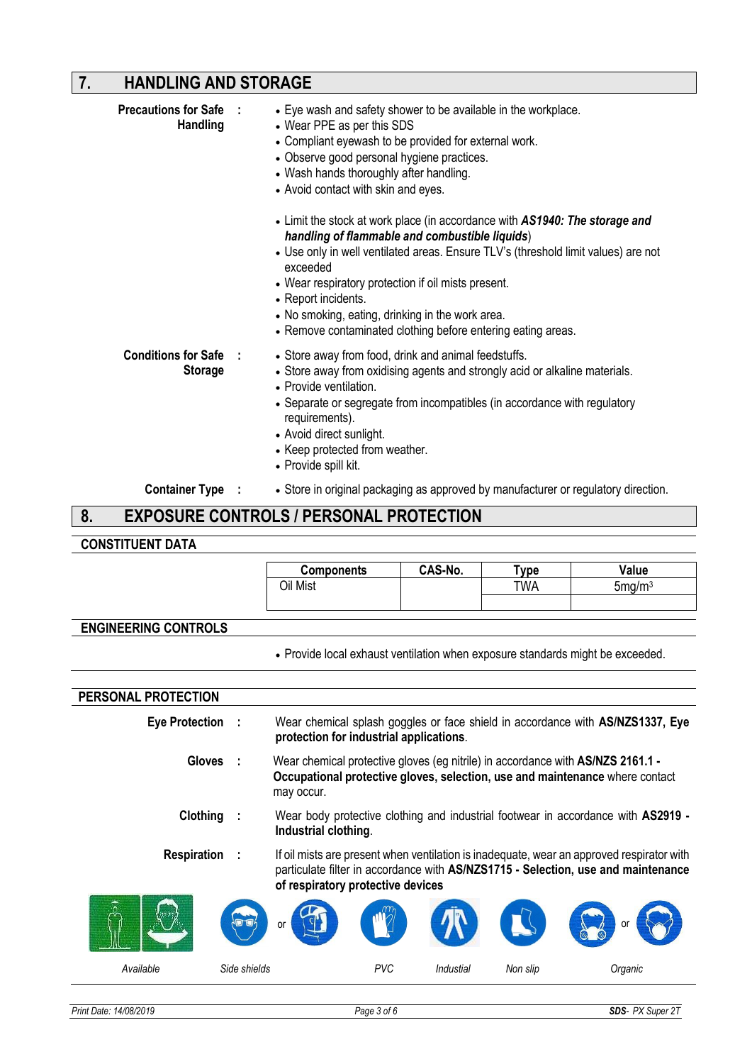## 7. HANDLING AND STORAGE

**Precautions for Safe Handling :**

- Eye wash and safety shower to be available in the workplace.
- Wear PPE as per this SDS
- Compliant eyewash to be provided for external work.
- Observe good personal hygiene practices.
- Wash hands thoroughly after handling.
- Avoid contact with skin and eyes.

- Limit the stock at work place (in accordance with ***AS1940: The storage and handling of flammable and combustible liquids***)
- Use only in well ventilated areas. Ensure TLV's (threshold limit values) are not exceeded
- Wear respiratory protection if oil mists present.
- Report incidents.
- No smoking, eating, drinking in the work area.
- Remove contaminated clothing before entering eating areas.

**Conditions for Safe Storage :**

- Store away from food, drink and animal feedstuffs.
- Store away from oxidising agents and strongly acid or alkaline materials.
- Provide ventilation.
- Separate or segregate from incompatibles (in accordance with regulatory requirements).
- Avoid direct sunlight.
- Keep protected from weather.
- Provide spill kit.

**Container Type :**

- Store in original packaging as approved by manufacturer or regulatory direction.

## 8. EXPOSURE CONTROLS / PERSONAL PROTECTION

### CONSTITUENT DATA

| Components | CAS-No. | Type | Value |
|---|---|---|---|
| Oil Mist | | TWA | 5mg/m$^3$ |
| | | | |

### ENGINEERING CONTROLS

- Provide local exhaust ventilation when exposure standards might be exceeded.

### PERSONAL PROTECTION

**Eye Protection :** Wear chemical splash goggles or face shield in accordance with **AS/NZS1337, Eye protection for industrial applications**.

**Gloves :** Wear chemical protective gloves (eg nitrile) in accordance with **AS/NZS 2161.1 - Occupational protective gloves, selection, use and maintenance** where contact may occur.

**Clothing :** Wear body protective clothing and industrial footwear in accordance with **AS2919 - Industrial clothing**.

**Respiration :** If oil mists are present when ventilation is inadequate, wear an approved respirator with particulate filter in accordance with **AS/NZS1715 - Selection, use and maintenance of respiratory protective devices**

Available | Side shields or | PVC | Industial | Non slip | Organic or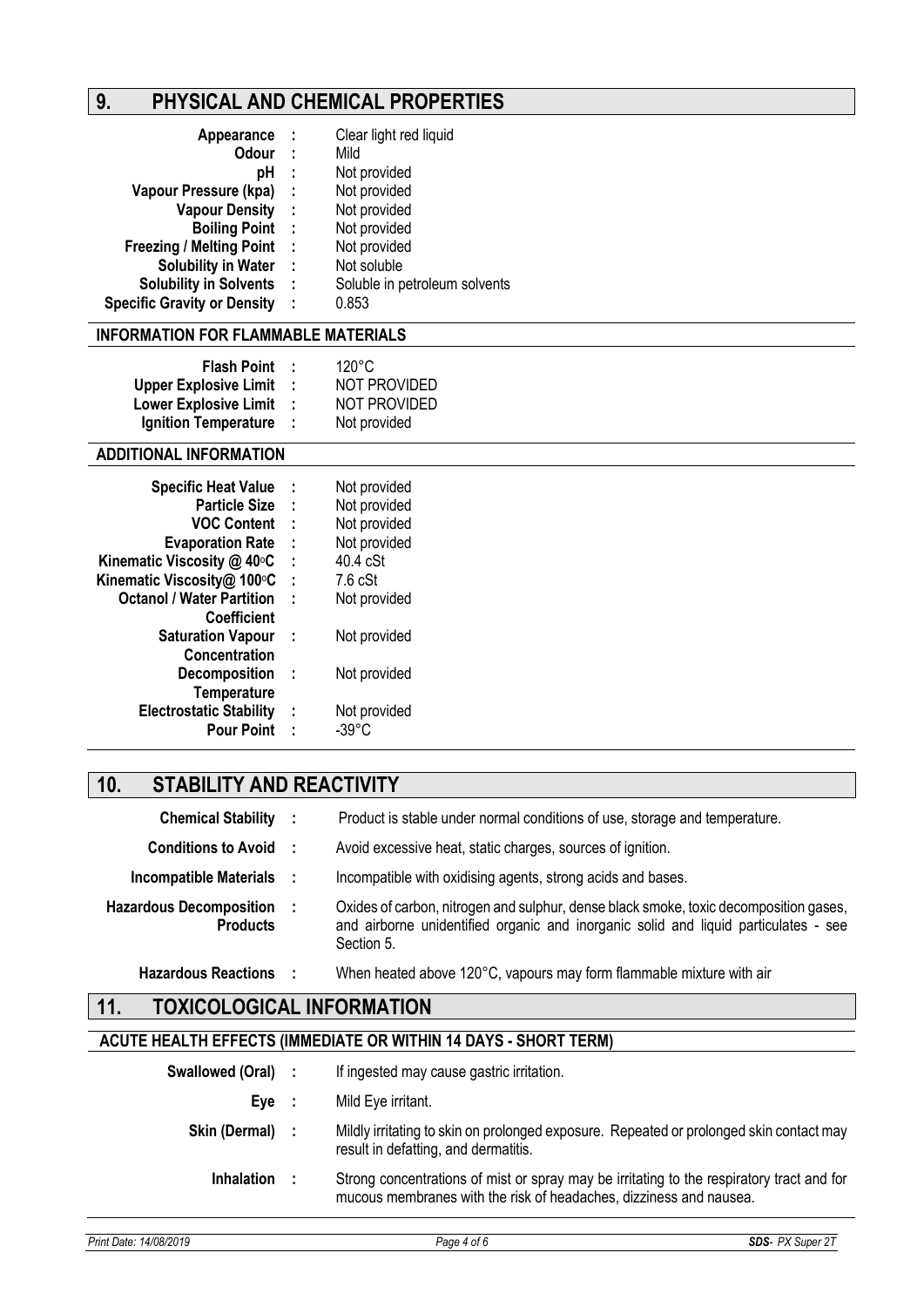## 9. PHYSICAL AND CHEMICAL PROPERTIES

| | |
|---|---|
| **Appearance** | Clear light red liquid |
| **Odour** | Mild |
| **pH** | Not provided |
| **Vapour Pressure (kpa)** | Not provided |
| **Vapour Density** | Not provided |
| **Boiling Point** | Not provided |
| **Freezing / Melting Point** | Not provided |
| **Solubility in Water** | Not soluble |
| **Solubility in Solvents** | Soluble in petroleum solvents |
| **Specific Gravity or Density** | 0.853 |

### INFORMATION FOR FLAMMABLE MATERIALS

| | |
|---|---|
| **Flash Point** | 120°C |
| **Upper Explosive Limit** | NOT PROVIDED |
| **Lower Explosive Limit** | NOT PROVIDED |
| **Ignition Temperature** | Not provided |

### ADDITIONAL INFORMATION

| | |
|---|---|
| **Specific Heat Value** | Not provided |
| **Particle Size** | Not provided |
| **VOC Content** | Not provided |
| **Evaporation Rate** | Not provided |
| **Kinematic Viscosity @ 40°C** | 40.4 cSt |
| **Kinematic Viscosity@ 100°C** | 7.6 cSt |
| **Octanol / Water Partition Coefficient** | Not provided |
| **Saturation Vapour Concentration** | Not provided |
| **Decomposition Temperature** | Not provided |
| **Electrostatic Stability** | Not provided |
| **Pour Point** | -39°C |

## 10. STABILITY AND REACTIVITY

| | |
|---|---|
| **Chemical Stability** | Product is stable under normal conditions of use, storage and temperature. |
| **Conditions to Avoid** | Avoid excessive heat, static charges, sources of ignition. |
| **Incompatible Materials** | Incompatible with oxidising agents, strong acids and bases. |
| **Hazardous Decomposition Products** | Oxides of carbon, nitrogen and sulphur, dense black smoke, toxic decomposition gases, and airborne unidentified organic and inorganic solid and liquid particulates - see Section 5. |
| **Hazardous Reactions** | When heated above 120°C, vapours may form flammable mixture with air |

## 11. TOXICOLOGICAL INFORMATION

### ACUTE HEALTH EFFECTS (IMMEDIATE OR WITHIN 14 DAYS - SHORT TERM)

| | |
|---|---|
| **Swallowed (Oral)** | If ingested may cause gastric irritation. |
| **Eye** | Mild Eye irritant. |
| **Skin (Dermal)** | Mildly irritating to skin on prolonged exposure. Repeated or prolonged skin contact may result in defatting, and dermatitis. |
| **Inhalation** | Strong concentrations of mist or spray may be irritating to the respiratory tract and for mucous membranes with the risk of headaches, dizziness and nausea. |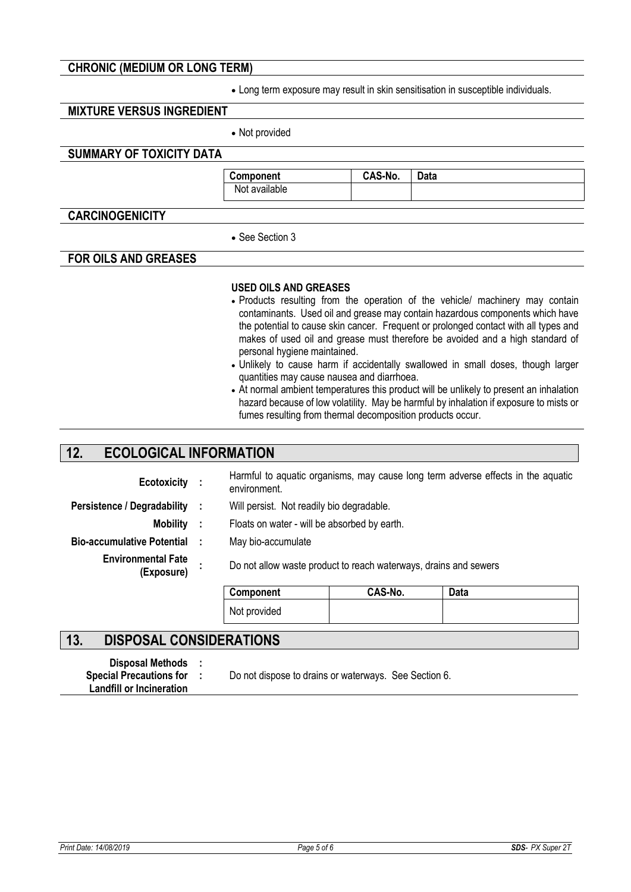### CHRONIC (MEDIUM OR LONG TERM)

- Long term exposure may result in skin sensitisation in susceptible individuals.

### MIXTURE VERSUS INGREDIENT

- Not provided

### SUMMARY OF TOXICITY DATA

| Component | CAS-No. | Data |
|---|---|---|
| Not available | | |

### CARCINOGENICITY

- See Section 3

### FOR OILS AND GREASES

**USED OILS AND GREASES**

- Products resulting from the operation of the vehicle/ machinery may contain contaminants. Used oil and grease may contain hazardous components which have the potential to cause skin cancer. Frequent or prolonged contact with all types and makes of used oil and grease must therefore be avoided and a high standard of personal hygiene maintained.
- Unlikely to cause harm if accidentally swallowed in small doses, though larger quantities may cause nausea and diarrhoea.
- At normal ambient temperatures this product will be unlikely to present an inhalation hazard because of low volatility. May be harmful by inhalation if exposure to mists or fumes resulting from thermal decomposition products occur.

## 12. ECOLOGICAL INFORMATION

**Ecotoxicity :** Harmful to aquatic organisms, may cause long term adverse effects in the aquatic environment.

**Persistence / Degradability :** Will persist. Not readily bio degradable.

**Mobility :** Floats on water - will be absorbed by earth.

**Bio-accumulative Potential :** May bio-accumulate

**Environmental Fate (Exposure) :** Do not allow waste product to reach waterways, drains and sewers

| Component | CAS-No. | Data |
|---|---|---|
| Not provided | | |

## 13. DISPOSAL CONSIDERATIONS

**Disposal Methods :**

**Special Precautions for Landfill or Incineration :** Do not dispose to drains or waterways. See Section 6.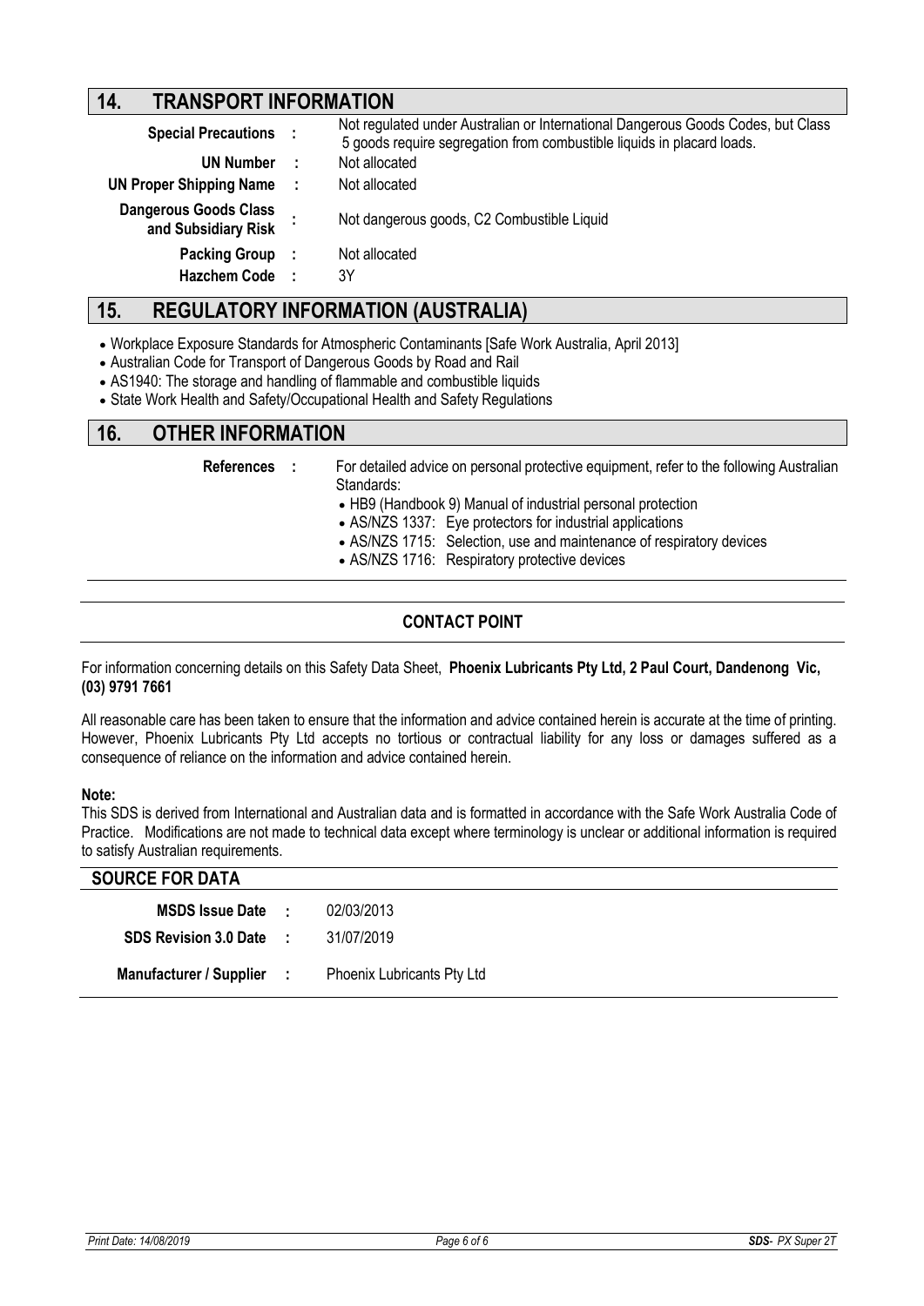## 14. TRANSPORT INFORMATION

| | |
|---|---|
| **Special Precautions** : | Not regulated under Australian or International Dangerous Goods Codes, but Class 5 goods require segregation from combustible liquids in placard loads. |
| **UN Number** : | Not allocated |
| **UN Proper Shipping Name** : | Not allocated |
| **Dangerous Goods Class and Subsidiary Risk** : | Not dangerous goods, C2 Combustible Liquid |
| **Packing Group** : | Not allocated |
| **Hazchem Code** : | 3Y |

## 15. REGULATORY INFORMATION (AUSTRALIA)

- Workplace Exposure Standards for Atmospheric Contaminants [Safe Work Australia, April 2013]
- Australian Code for Transport of Dangerous Goods by Road and Rail
- AS1940: The storage and handling of flammable and combustible liquids
- State Work Health and Safety/Occupational Health and Safety Regulations

## 16. OTHER INFORMATION

**References** : For detailed advice on personal protective equipment, refer to the following Australian Standards:

- HB9 (Handbook 9) Manual of industrial personal protection
- AS/NZS 1337: Eye protectors for industrial applications
- AS/NZS 1715: Selection, use and maintenance of respiratory devices
- AS/NZS 1716: Respiratory protective devices

### CONTACT POINT

For information concerning details on this Safety Data Sheet, **Phoenix Lubricants Pty Ltd, 2 Paul Court, Dandenong Vic, (03) 9791 7661**

All reasonable care has been taken to ensure that the information and advice contained herein is accurate at the time of printing. However, Phoenix Lubricants Pty Ltd accepts no tortious or contractual liability for any loss or damages suffered as a consequence of reliance on the information and advice contained herein.

**Note:**
This SDS is derived from International and Australian data and is formatted in accordance with the Safe Work Australia Code of Practice. Modifications are not made to technical data except where terminology is unclear or additional information is required to satisfy Australian requirements.

### SOURCE FOR DATA

| | |
|---|---|
| **MSDS Issue Date** : | 02/03/2013 |
| **SDS Revision 3.0 Date** : | 31/07/2019 |
| **Manufacturer / Supplier** : | Phoenix Lubricants Pty Ltd |